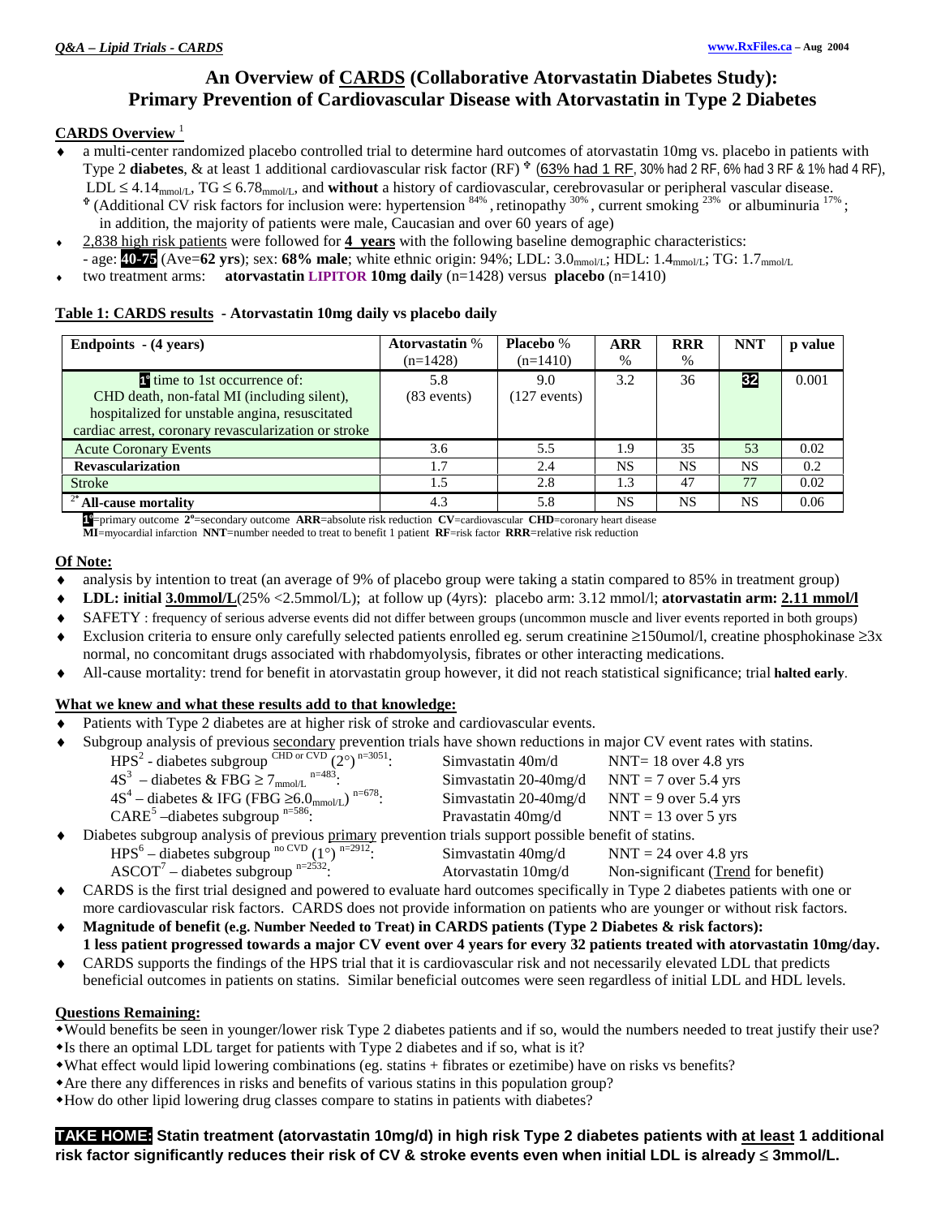# An Overview of CARDS (Collaborative Atorvastatin Diabetes Study): Primary Prevention of Cardiovascular Disease with Atorvastatin in Type 2 Diabetes

## CARDS Overview [1]

- a multi-center randomized placebo controlled trial to determine hard outcomes of atorvastatin 10mg vs. placebo in patients with Type 2 **diabetes**, & at least 1 additional cardiovascular risk factor (RF) ᶲ (63% had 1 RF, 30% had 2 RF, 6% had 3 RF & 1% had 4 RF), LDL ≤ 4.14 mmol/L, TG ≤ 6.78 mmol/L, and **without** a history of cardiovascular, cerebrovasular or peripheral vascular disease.
  ᶲ (Additional CV risk factors for inclusion were: hypertension [84%], retinopathy [30%], current smoking [23%] or albuminuria [17%]; in addition, the majority of patients were male, Caucasian and over 60 years of age)
- 2,838 high risk patients were followed for **4 years** with the following baseline demographic characteristics:
  - age: **40-75** (Ave=**62 yrs**); sex: **68% male**; white ethnic origin: 94%; LDL: 3.0 mmol/L; HDL: 1.4 mmol/L; TG: 1.7 mmol/L
- two treatment arms: **atorvastatin LIPITOR 10mg daily** (n=1428) versus **placebo** (n=1410)

### Table 1: CARDS results - Atorvastatin 10mg daily vs placebo daily

| Endpoints - (4 years) | Atorvastatin % (n=1428) | Placebo % (n=1410) | ARR % | RRR % | NNT | p value |
|---|---|---|---|---|---|---|
| 1° time to 1st occurrence of: CHD death, non-fatal MI (including silent), hospitalized for unstable angina, resuscitated cardiac arrest, coronary revascularization or stroke | 5.8 (83 events) | 9.0 (127 events) | 3.2 | 36 | **32** | 0.001 |
| Acute Coronary Events | 3.6 | 5.5 | 1.9 | 35 | 53 | 0.02 |
| **Revascularization** | 1.7 | 2.4 | NS | NS | NS | 0.2 |
| Stroke | 1.5 | 2.8 | 1.3 | 47 | 77 | 0.02 |
| 2° **All-cause mortality** | 4.3 | 5.8 | NS | NS | NS | 0.06 |

**1°**=primary outcome **2°**=secondary outcome **ARR**=absolute risk reduction **CV**=cardiovascular **CHD**=coronary heart disease **MI**=myocardial infarction **NNT**=number needed to treat to benefit 1 patient **RF**=risk factor **RRR**=relative risk reduction

## Of Note:

- analysis by intention to treat (an average of 9% of placebo group were taking a statin compared to 85% in treatment group)
- **LDL: initial 3.0mmol/L**(25% <2.5mmol/L); at follow up (4yrs): placebo arm: 3.12 mmol/l; **atorvastatin arm: 2.11 mmol/l**
- SAFETY : frequency of serious adverse events did not differ between groups (uncommon muscle and liver events reported in both groups)
- Exclusion criteria to ensure only carefully selected patients enrolled eg. serum creatinine ≥150umol/l, creatine phosphokinase ≥3x normal, no concomitant drugs associated with rhabdomyolysis, fibrates or other interacting medications.
- All-cause mortality: trend for benefit in atorvastatin group however, it did not reach statistical significance; trial **halted early**.

## What we knew and what these results add to that knowledge:

- Patients with Type 2 diabetes are at higher risk of stroke and cardiovascular events.
- Subgroup analysis of previous secondary prevention trials have shown reductions in major CV event rates with statins.
  - HPS[2] - diabetes subgroup [CHD or CVD] (2°) [n=3051]: Simvastatin 40m/d — NNT= 18 over 4.8 yrs
  - 4S[3] – diabetes & FBG ≥ 7 mmol/L [n=483]: Simvastatin 20-40mg/d — NNT = 7 over 5.4 yrs
  - 4S[4] – diabetes & IFG (FBG ≥6.0 mmol/L) [n=678]: Simvastatin 20-40mg/d — NNT = 9 over 5.4 yrs
  - CARE[5] –diabetes subgroup [n=586]: Pravastatin 40mg/d — NNT = 13 over 5 yrs
- Diabetes subgroup analysis of previous primary prevention trials support possible benefit of statins.
  - HPS[6] – diabetes subgroup [no CVD] (1°) [n=2912]: Simvastatin 40mg/d — NNT = 24 over 4.8 yrs
  - ASCOT[7] – diabetes subgroup [n=2532]: Atorvastatin 10mg/d — Non-significant (Trend for benefit)
- CARDS is the first trial designed and powered to evaluate hard outcomes specifically in Type 2 diabetes patients with one or more cardiovascular risk factors. CARDS does not provide information on patients who are younger or without risk factors.
- **Magnitude of benefit (e.g. Number Needed to Treat) in CARDS patients (Type 2 Diabetes & risk factors): 1 less patient progressed towards a major CV event over 4 years for every 32 patients treated with atorvastatin 10mg/day.**
- CARDS supports the findings of the HPS trial that it is cardiovascular risk and not necessarily elevated LDL that predicts beneficial outcomes in patients on statins. Similar beneficial outcomes were seen regardless of initial LDL and HDL levels.

## Questions Remaining:

- Would benefits be seen in younger/lower risk Type 2 diabetes patients and if so, would the numbers needed to treat justify their use?
- Is there an optimal LDL target for patients with Type 2 diabetes and if so, what is it?
- What effect would lipid lowering combinations (eg. statins + fibrates or ezetimibe) have on risks vs benefits?
- Are there any differences in risks and benefits of various statins in this population group?
- How do other lipid lowering drug classes compare to statins in patients with diabetes?

**TAKE HOME: Statin treatment (atorvastatin 10mg/d) in high risk Type 2 diabetes patients with at least 1 additional risk factor significantly reduces their risk of CV & stroke events even when initial LDL is already ≤ 3mmol/L.**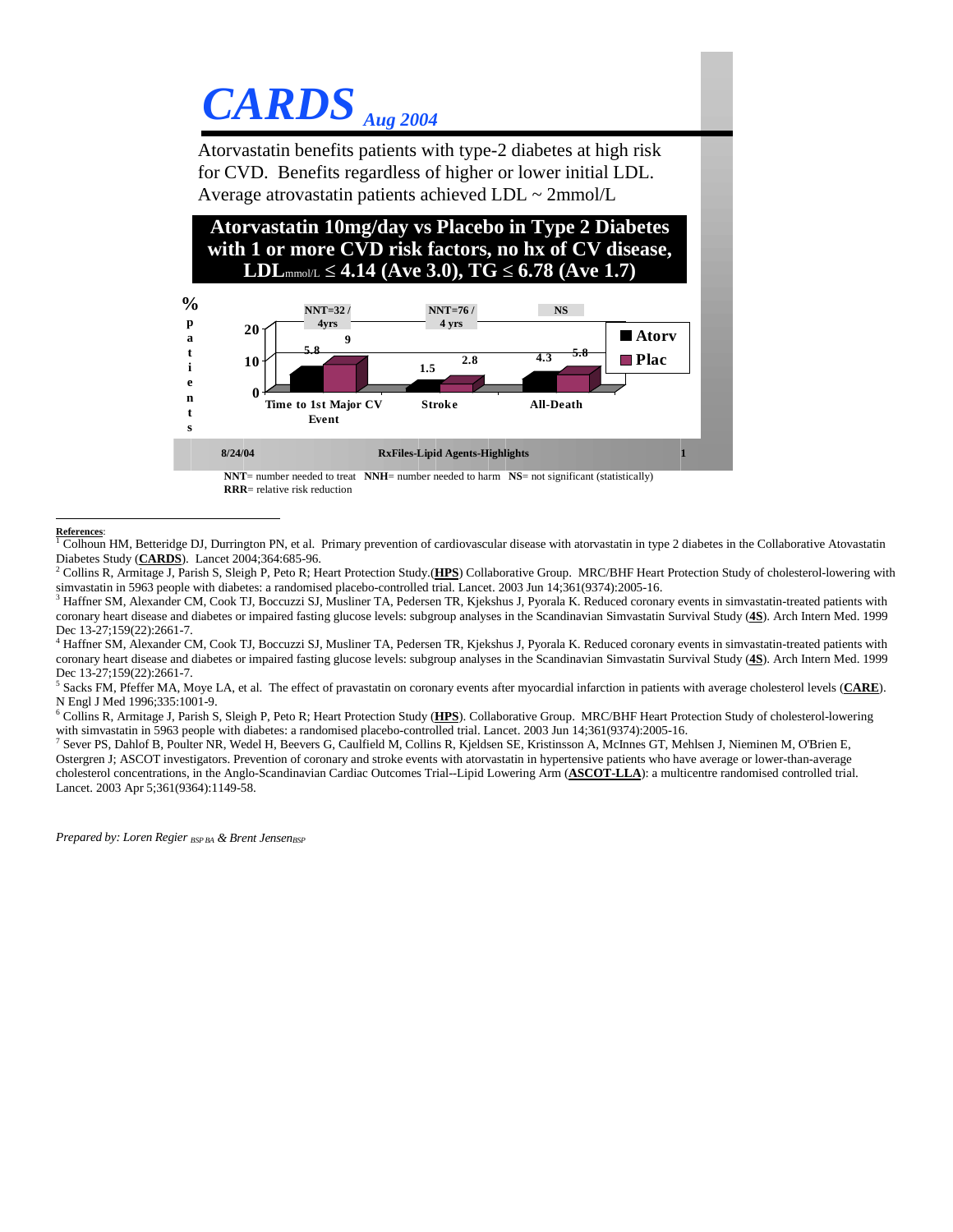# *CARDS* *Aug 2004*

Atorvastatin benefits patients with type-2 diabetes at high risk for CVD. Benefits regardless of higher or lower initial LDL. Average atrovastatin patients achieved LDL ~ 2mmol/L

**Atorvastatin 10mg/day vs Placebo in Type 2 Diabetes with 1 or more CVD risk factors, no hx of CV disease, LDL$_{mmol/L}$ ≤ 4.14 (Ave 3.0), TG ≤ 6.78 (Ave 1.7)**

% patients

20

10

0

NNT=32 / 4yrs

NNT=76 / 4 yrs

NS

5.8

9

1.5

2.8

4.3

5.8

Time to 1st Major CV Event

Stroke

All-Death

Atorv

Plac

8/24/04 RxFiles-Lipid Agents-Highlights 1

**NNT**= number needed to treat **NNH**= number needed to harm **NS**= not significant (statistically)
**RRR**= relative risk reduction

---

**References**:

[1] Colhoun HM, Betteridge DJ, Durrington PN, et al. Primary prevention of cardiovascular disease with atorvastatin in type 2 diabetes in the Collaborative Atovastatin Diabetes Study (**CARDS**). Lancet 2004;364:685-96.

[2] Collins R, Armitage J, Parish S, Sleigh P, Peto R; Heart Protection Study.(**HPS**) Collaborative Group. MRC/BHF Heart Protection Study of cholesterol-lowering with simvastatin in 5963 people with diabetes: a randomised placebo-controlled trial. Lancet. 2003 Jun 14;361(9374):2005-16.

[3] Haffner SM, Alexander CM, Cook TJ, Boccuzzi SJ, Musliner TA, Pedersen TR, Kjekshus J, Pyorala K. Reduced coronary events in simvastatin-treated patients with coronary heart disease and diabetes or impaired fasting glucose levels: subgroup analyses in the Scandinavian Simvastatin Survival Study (**4S**). Arch Intern Med. 1999 Dec 13-27;159(22):2661-7.

[4] Haffner SM, Alexander CM, Cook TJ, Boccuzzi SJ, Musliner TA, Pedersen TR, Kjekshus J, Pyorala K. Reduced coronary events in simvastatin-treated patients with coronary heart disease and diabetes or impaired fasting glucose levels: subgroup analyses in the Scandinavian Simvastatin Survival Study (**4S**). Arch Intern Med. 1999 Dec 13-27;159(22):2661-7.

[5] Sacks FM, Pfeffer MA, Moye LA, et al. The effect of pravastatin on coronary events after myocardial infarction in patients with average cholesterol levels (**CARE**). N Engl J Med 1996;335:1001-9.

[6] Collins R, Armitage J, Parish S, Sleigh P, Peto R; Heart Protection Study (**HPS**). Collaborative Group. MRC/BHF Heart Protection Study of cholesterol-lowering with simvastatin in 5963 people with diabetes: a randomised placebo-controlled trial. Lancet. 2003 Jun 14;361(9374):2005-16.

[7] Sever PS, Dahlof B, Poulter NR, Wedel H, Beevers G, Caulfield M, Collins R, Kjeldsen SE, Kristinsson A, McInnes GT, Mehlsen J, Nieminen M, O'Brien E, Ostergren J; ASCOT investigators. Prevention of coronary and stroke events with atorvastatin in hypertensive patients who have average or lower-than-average cholesterol concentrations, in the Anglo-Scandinavian Cardiac Outcomes Trial--Lipid Lowering Arm (**ASCOT-LLA**): a multicentre randomised controlled trial. Lancet. 2003 Apr 5;361(9364):1149-58.

*Prepared by: Loren Regier $_{BSP\ BA}$ & Brent Jensen$_{BSP}$*